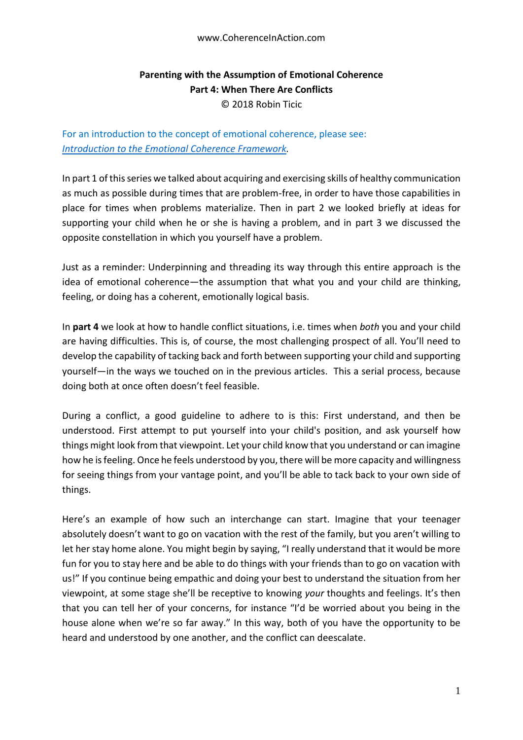www.CoherenceInAction.com

# Parenting with the Assumption of Emotional Coherence
## Part 4: When There Are Conflicts

© 2018 Robin Ticic

For an introduction to the concept of emotional coherence, please see: *Introduction to the Emotional Coherence Framework*.

In part 1 of this series we talked about acquiring and exercising skills of healthy communication as much as possible during times that are problem-free, in order to have those capabilities in place for times when problems materialize. Then in part 2 we looked briefly at ideas for supporting your child when he or she is having a problem, and in part 3 we discussed the opposite constellation in which you yourself have a problem.

Just as a reminder: Underpinning and threading its way through this entire approach is the idea of emotional coherence—the assumption that what you and your child are thinking, feeling, or doing has a coherent, emotionally logical basis.

In **part 4** we look at how to handle conflict situations, i.e. times when *both* you and your child are having difficulties. This is, of course, the most challenging prospect of all. You'll need to develop the capability of tacking back and forth between supporting your child and supporting yourself—in the ways we touched on in the previous articles. This a serial process, because doing both at once often doesn't feel feasible.

During a conflict, a good guideline to adhere to is this: First understand, and then be understood. First attempt to put yourself into your child's position, and ask yourself how things might look from that viewpoint. Let your child know that you understand or can imagine how he is feeling. Once he feels understood by you, there will be more capacity and willingness for seeing things from your vantage point, and you'll be able to tack back to your own side of things.

Here's an example of how such an interchange can start. Imagine that your teenager absolutely doesn't want to go on vacation with the rest of the family, but you aren't willing to let her stay home alone. You might begin by saying, "I really understand that it would be more fun for you to stay here and be able to do things with your friends than to go on vacation with us!" If you continue being empathic and doing your best to understand the situation from her viewpoint, at some stage she'll be receptive to knowing *your* thoughts and feelings. It's then that you can tell her of your concerns, for instance "I'd be worried about you being in the house alone when we're so far away." In this way, both of you have the opportunity to be heard and understood by one another, and the conflict can deescalate.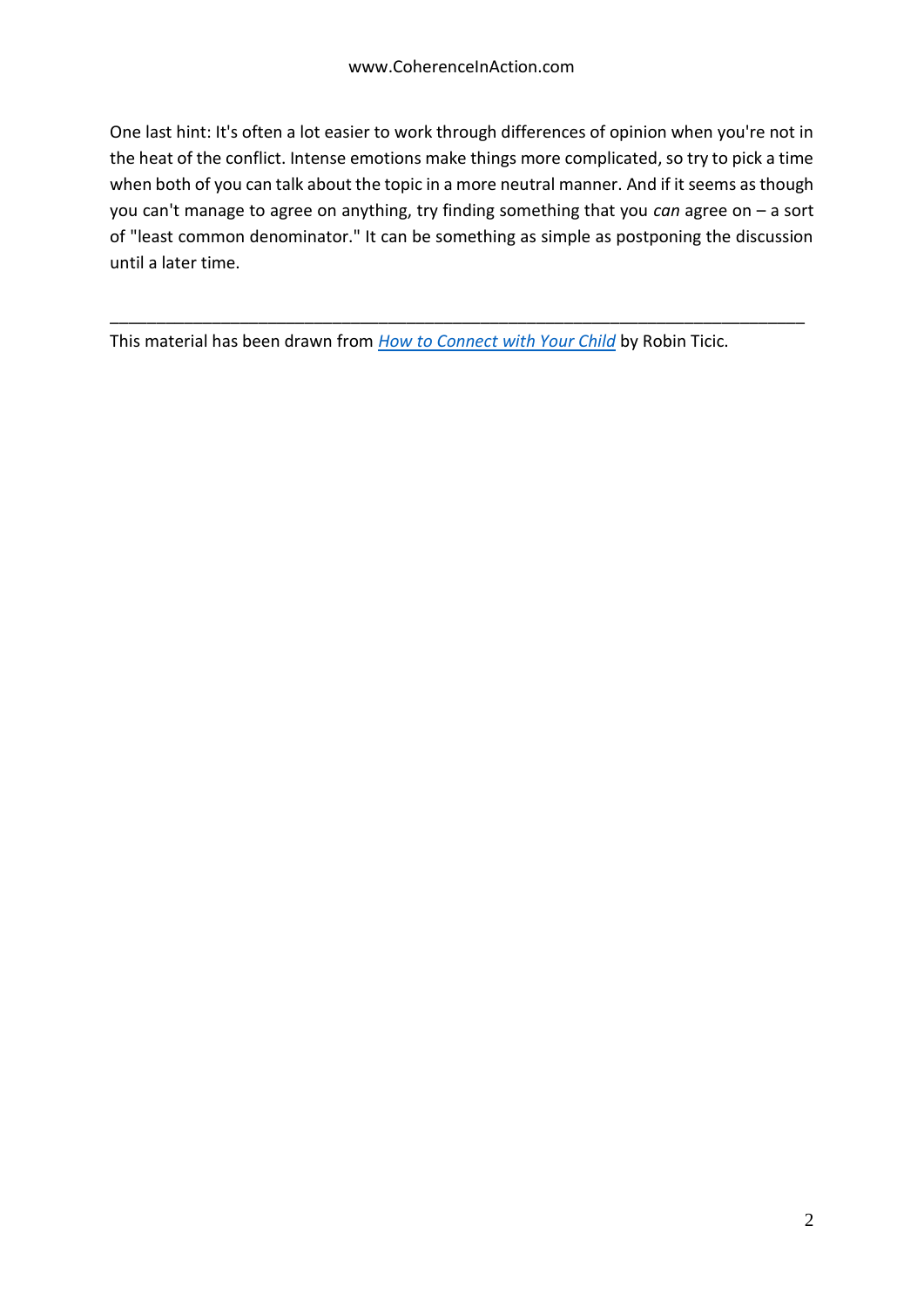One last hint: It's often a lot easier to work through differences of opinion when you're not in the heat of the conflict. Intense emotions make things more complicated, so try to pick a time when both of you can talk about the topic in a more neutral manner. And if it seems as though you can't manage to agree on anything, try finding something that you *can* agree on – a sort of "least common denominator." It can be something as simple as postponing the discussion until a later time.

---

This material has been drawn from *How to Connect with Your Child* by Robin Ticic.